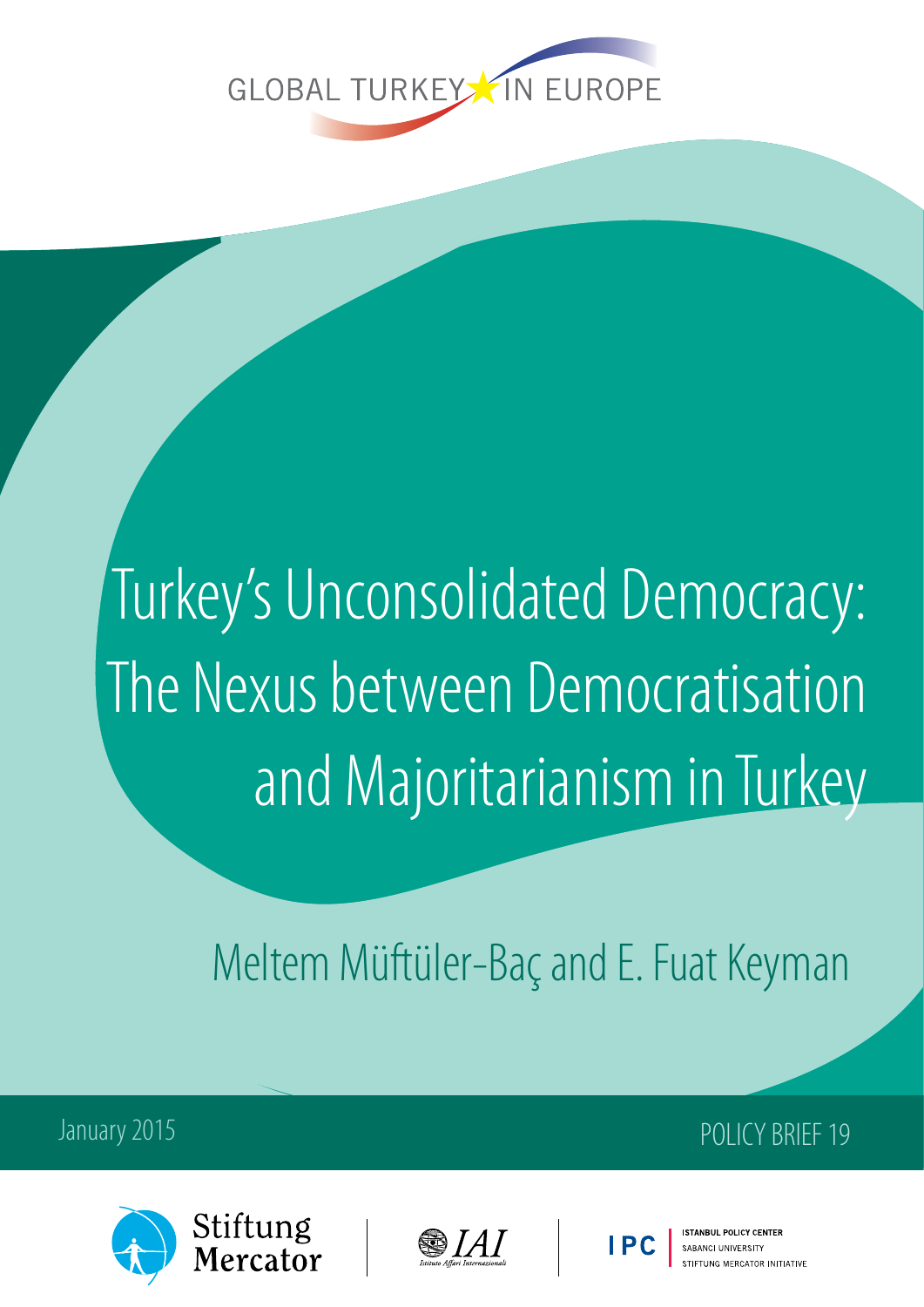GLOBAL TURKEY IN EUROPE

# Turkey's Unconsolidated Democracy: The Nexus between Democratisation and Majoritarianism in Turkey

Meltem Müftüler-Baç and E. Fuat Keyman

January 2015

POLICY BRIEF 19

Stiftung Mercator | IAI Istituto Affari Internazionali | IPC Istanbul Policy Center, Sabanci University, Stiftung Mercator Initiative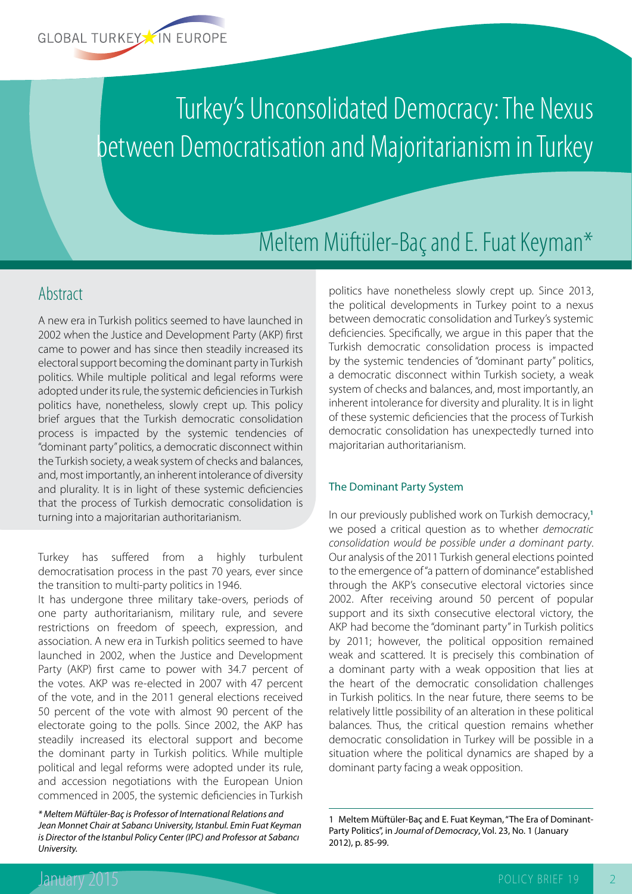# Turkey's Unconsolidated Democracy: The Nexus between Democratisation and Majoritarianism in Turkey

## Meltem Müftüler-Baç and E. Fuat Keyman*

## Abstract

A new era in Turkish politics seemed to have launched in 2002 when the Justice and Development Party (AKP) first came to power and has since then steadily increased its electoral support becoming the dominant party in Turkish politics. While multiple political and legal reforms were adopted under its rule, the systemic deficiencies in Turkish politics have, nonetheless, slowly crept up. This policy brief argues that the Turkish democratic consolidation process is impacted by the systemic tendencies of "dominant party" politics, a democratic disconnect within the Turkish society, a weak system of checks and balances, and, most importantly, an inherent intolerance of diversity and plurality. It is in light of these systemic deficiencies that the process of Turkish democratic consolidation is turning into a majoritarian authoritarianism.

Turkey has suffered from a highly turbulent democratisation process in the past 70 years, ever since the transition to multi-party politics in 1946.

It has undergone three military take-overs, periods of one party authoritarianism, military rule, and severe restrictions on freedom of speech, expression, and association. A new era in Turkish politics seemed to have launched in 2002, when the Justice and Development Party (AKP) first came to power with 34.7 percent of the votes. AKP was re-elected in 2007 with 47 percent of the vote, and in the 2011 general elections received 50 percent of the vote with almost 90 percent of the electorate going to the polls. Since 2002, the AKP has steadily increased its electoral support and become the dominant party in Turkish politics. While multiple political and legal reforms were adopted under its rule, and accession negotiations with the European Union commenced in 2005, the systemic deficiencies in Turkish politics have nonetheless slowly crept up. Since 2013, the political developments in Turkey point to a nexus between democratic consolidation and Turkey's systemic deficiencies. Specifically, we argue in this paper that the Turkish democratic consolidation process is impacted by the systemic tendencies of "dominant party" politics, a democratic disconnect within Turkish society, a weak system of checks and balances, and, most importantly, an inherent intolerance for diversity and plurality. It is in light of these systemic deficiencies that the process of Turkish democratic consolidation has unexpectedly turned into majoritarian authoritarianism.

*\* Meltem Müftüler-Baç is Professor of International Relations and Jean Monnet Chair at Sabancı University, Istanbul. Emin Fuat Keyman is Director of the Istanbul Policy Center (IPC) and Professor at Sabancı University.*

### The Dominant Party System

In our previously published work on Turkish democracy,[1] we posed a critical question as to whether *democratic consolidation would be possible under a dominant party*. Our analysis of the 2011 Turkish general elections pointed to the emergence of "a pattern of dominance" established through the AKP's consecutive electoral victories since 2002. After receiving around 50 percent of popular support and its sixth consecutive electoral victory, the AKP had become the "dominant party" in Turkish politics by 2011; however, the political opposition remained weak and scattered. It is precisely this combination of a dominant party with a weak opposition that lies at the heart of the democratic consolidation challenges in Turkish politics. In the near future, there seems to be relatively little possibility of an alteration in these political balances. Thus, the critical question remains whether democratic consolidation in Turkey will be possible in a situation where the political dynamics are shaped by a dominant party facing a weak opposition.

1 Meltem Müftüler-Baç and E. Fuat Keyman, "The Era of Dominant-Party Politics", in *Journal of Democracy*, Vol. 23, No. 1 (January 2012), p. 85-99.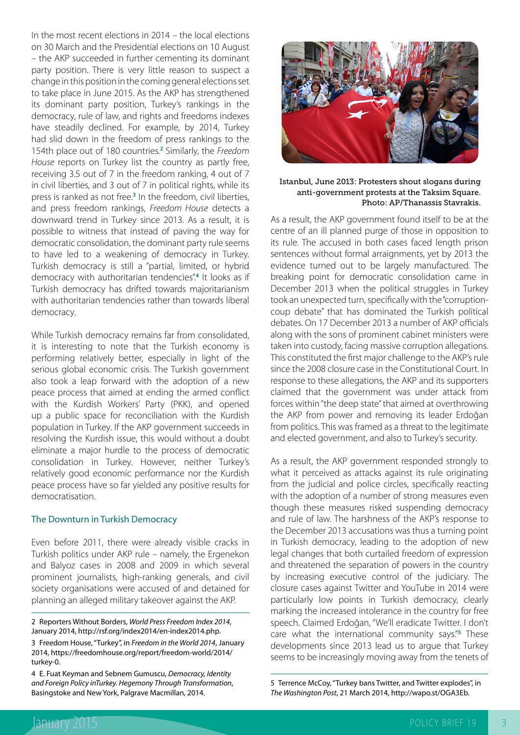In the most recent elections in 2014 – the local elections on 30 March and the Presidential elections on 10 August – the AKP succeeded in further cementing its dominant party position. There is very little reason to suspect a change in this position in the coming general elections set to take place in June 2015. As the AKP has strengthened its dominant party position, Turkey's rankings in the democracy, rule of law, and rights and freedoms indexes have steadily declined. For example, by 2014, Turkey had slid down in the freedom of press rankings to the 154th place out of 180 countries.[2] Similarly, the *Freedom House* reports on Turkey list the country as partly free, receiving 3.5 out of 7 in the freedom ranking, 4 out of 7 in civil liberties, and 3 out of 7 in political rights, while its press is ranked as not free.[3] In the freedom, civil liberties, and press freedom rankings, *Freedom House* detects a downward trend in Turkey since 2013. As a result, it is possible to witness that instead of paving the way for democratic consolidation, the dominant party rule seems to have led to a weakening of democracy in Turkey. Turkish democracy is still a "partial, limited, or hybrid democracy with authoritarian tendencies".[4] It looks as if Turkish democracy has drifted towards majoritarianism with authoritarian tendencies rather than towards liberal democracy.

While Turkish democracy remains far from consolidated, it is interesting to note that the Turkish economy is performing relatively better, especially in light of the serious global economic crisis. The Turkish government also took a leap forward with the adoption of a new peace process that aimed at ending the armed conflict with the Kurdish Workers' Party (PKK), and opened up a public space for reconciliation with the Kurdish population in Turkey. If the AKP government succeeds in resolving the Kurdish issue, this would without a doubt eliminate a major hurdle to the process of democratic consolidation in Turkey. However, neither Turkey's relatively good economic performance nor the Kurdish peace process have so far yielded any positive results for democratisation.

## The Downturn in Turkish Democracy

Even before 2011, there were already visible cracks in Turkish politics under AKP rule – namely, the Ergenekon and Balyoz cases in 2008 and 2009 in which several prominent journalists, high-ranking generals, and civil society organisations were accused of and detained for planning an alleged military takeover against the AKP.

Istanbul, June 2013: Protesters shout slogans during anti-government protests at the Taksim Square. Photo: AP/Thanassis Stavrakis.

As a result, the AKP government found itself to be at the centre of an ill planned purge of those in opposition to its rule. The accused in both cases faced length prison sentences without formal arraignments, yet by 2013 the evidence turned out to be largely manufactured. The breaking point for democratic consolidation came in December 2013 when the political struggles in Turkey took an unexpected turn, specifically with the "corruption-coup debate" that has dominated the Turkish political debates. On 17 December 2013 a number of AKP officials along with the sons of prominent cabinet ministers were taken into custody, facing massive corruption allegations. This constituted the first major challenge to the AKP's rule since the 2008 closure case in the Constitutional Court. In response to these allegations, the AKP and its supporters claimed that the government was under attack from forces within "the deep state" that aimed at overthrowing the AKP from power and removing its leader Erdoğan from politics. This was framed as a threat to the legitimate and elected government, and also to Turkey's security.

As a result, the AKP government responded strongly to what it perceived as attacks against its rule originating from the judicial and police circles, specifically reacting with the adoption of a number of strong measures even though these measures risked suspending democracy and rule of law. The harshness of the AKP's response to the December 2013 accusations was thus a turning point in Turkish democracy, leading to the adoption of new legal changes that both curtailed freedom of expression and threatened the separation of powers in the country by increasing executive control of the judiciary. The closure cases against Twitter and YouTube in 2014 were particularly low points in Turkish democracy, clearly marking the increased intolerance in the country for free speech. Claimed Erdoğan, "We'll eradicate Twitter. I don't care what the international community says."[5] These developments since 2013 lead us to argue that Turkey seems to be increasingly moving away from the tenets of

---

2 Reporters Without Borders, *World Press Freedom Index 2014*, January 2014, http://rsf.org/index2014/en-index2014.php.

3 Freedom House, "Turkey", in *Freedom in the World 2014*, January 2014, https://freedomhouse.org/report/freedom-world/2014/turkey-0.

4 E. Fuat Keyman and Sebnem Gumuscu, *Democracy, Identity and Foreign Policy inTurkey. Hegemony Through Transformation*, Basingstoke and New York, Palgrave Macmillan, 2014.

5 Terrence McCoy, "Turkey bans Twitter, and Twitter explodes", in *The Washington Post*, 21 March 2014, http://wapo.st/OGA3Eb.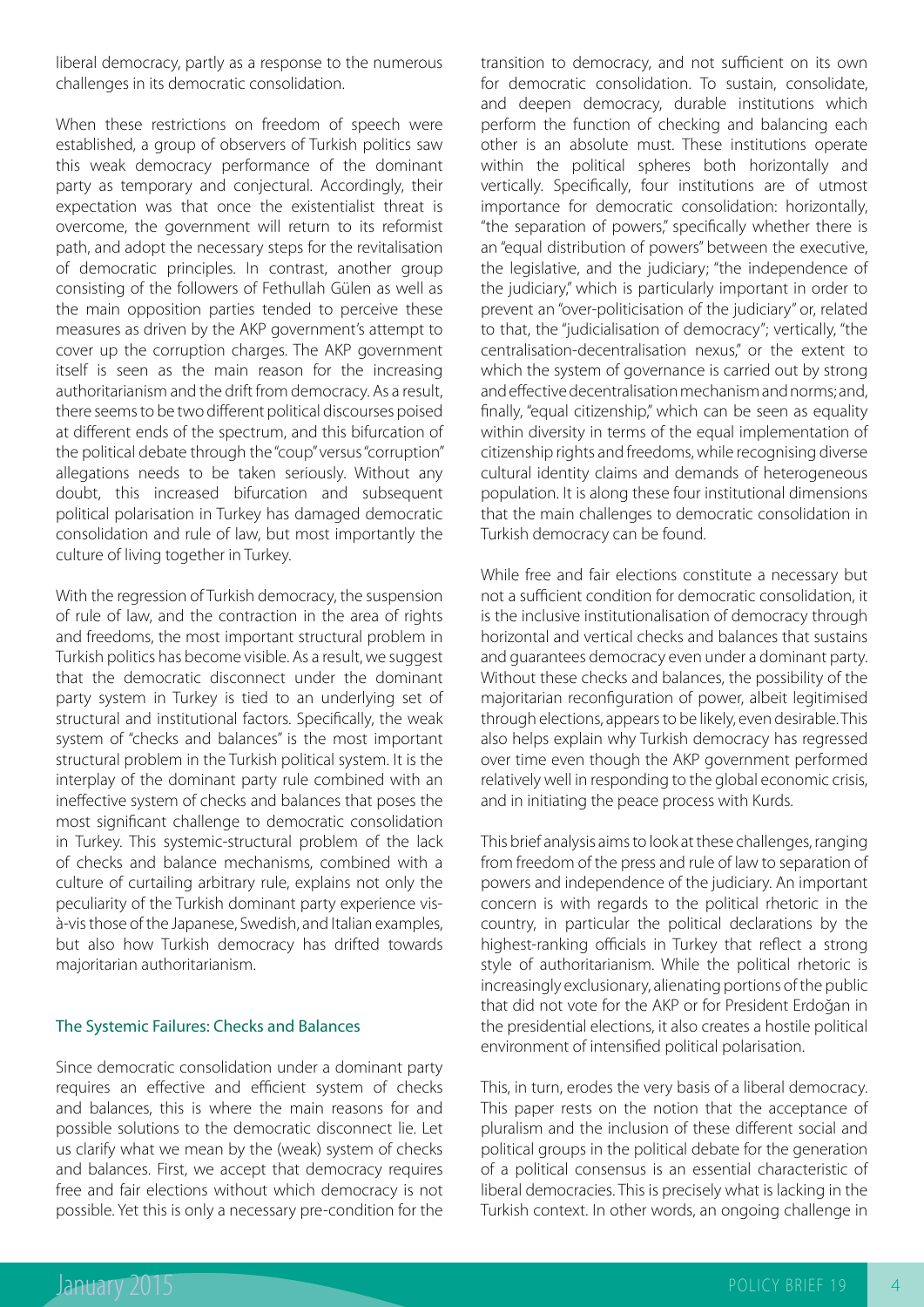liberal democracy, partly as a response to the numerous challenges in its democratic consolidation.

When these restrictions on freedom of speech were established, a group of observers of Turkish politics saw this weak democracy performance of the dominant party as temporary and conjectural. Accordingly, their expectation was that once the existentialist threat is overcome, the government will return to its reformist path, and adopt the necessary steps for the revitalisation of democratic principles. In contrast, another group consisting of the followers of Fethullah Gülen as well as the main opposition parties tended to perceive these measures as driven by the AKP government's attempt to cover up the corruption charges. The AKP government itself is seen as the main reason for the increasing authoritarianism and the drift from democracy. As a result, there seems to be two different political discourses poised at different ends of the spectrum, and this bifurcation of the political debate through the "coup" versus "corruption" allegations needs to be taken seriously. Without any doubt, this increased bifurcation and subsequent political polarisation in Turkey has damaged democratic consolidation and rule of law, but most importantly the culture of living together in Turkey.

With the regression of Turkish democracy, the suspension of rule of law, and the contraction in the area of rights and freedoms, the most important structural problem in Turkish politics has become visible. As a result, we suggest that the democratic disconnect under the dominant party system in Turkey is tied to an underlying set of structural and institutional factors. Specifically, the weak system of "checks and balances" is the most important structural problem in the Turkish political system. It is the interplay of the dominant party rule combined with an ineffective system of checks and balances that poses the most significant challenge to democratic consolidation in Turkey. This systemic-structural problem of the lack of checks and balance mechanisms, combined with a culture of curtailing arbitrary rule, explains not only the peculiarity of the Turkish dominant party experience vis-à-vis those of the Japanese, Swedish, and Italian examples, but also how Turkish democracy has drifted towards majoritarian authoritarianism.

## The Systemic Failures: Checks and Balances

Since democratic consolidation under a dominant party requires an effective and efficient system of checks and balances, this is where the main reasons for and possible solutions to the democratic disconnect lie. Let us clarify what we mean by the (weak) system of checks and balances. First, we accept that democracy requires free and fair elections without which democracy is not possible. Yet this is only a necessary pre-condition for the transition to democracy, and not sufficient on its own for democratic consolidation. To sustain, consolidate, and deepen democracy, durable institutions which perform the function of checking and balancing each other is an absolute must. These institutions operate within the political spheres both horizontally and vertically. Specifically, four institutions are of utmost importance for democratic consolidation: horizontally, "the separation of powers," specifically whether there is an "equal distribution of powers" between the executive, the legislative, and the judiciary; "the independence of the judiciary," which is particularly important in order to prevent an "over-politicisation of the judiciary" or, related to that, the "judicialisation of democracy"; vertically, "the centralisation-decentralisation nexus," or the extent to which the system of governance is carried out by strong and effective decentralisation mechanism and norms; and, finally, "equal citizenship," which can be seen as equality within diversity in terms of the equal implementation of citizenship rights and freedoms, while recognising diverse cultural identity claims and demands of heterogeneous population. It is along these four institutional dimensions that the main challenges to democratic consolidation in Turkish democracy can be found.

While free and fair elections constitute a necessary but not a sufficient condition for democratic consolidation, it is the inclusive institutionalisation of democracy through horizontal and vertical checks and balances that sustains and guarantees democracy even under a dominant party. Without these checks and balances, the possibility of the majoritarian reconfiguration of power, albeit legitimised through elections, appears to be likely, even desirable. This also helps explain why Turkish democracy has regressed over time even though the AKP government performed relatively well in responding to the global economic crisis, and in initiating the peace process with Kurds.

This brief analysis aims to look at these challenges, ranging from freedom of the press and rule of law to separation of powers and independence of the judiciary. An important concern is with regards to the political rhetoric in the country, in particular the political declarations by the highest-ranking officials in Turkey that reflect a strong style of authoritarianism. While the political rhetoric is increasingly exclusionary, alienating portions of the public that did not vote for the AKP or for President Erdoğan in the presidential elections, it also creates a hostile political environment of intensified political polarisation.

This, in turn, erodes the very basis of a liberal democracy. This paper rests on the notion that the acceptance of pluralism and the inclusion of these different social and political groups in the political debate for the generation of a political consensus is an essential characteristic of liberal democracies. This is precisely what is lacking in the Turkish context. In other words, an ongoing challenge in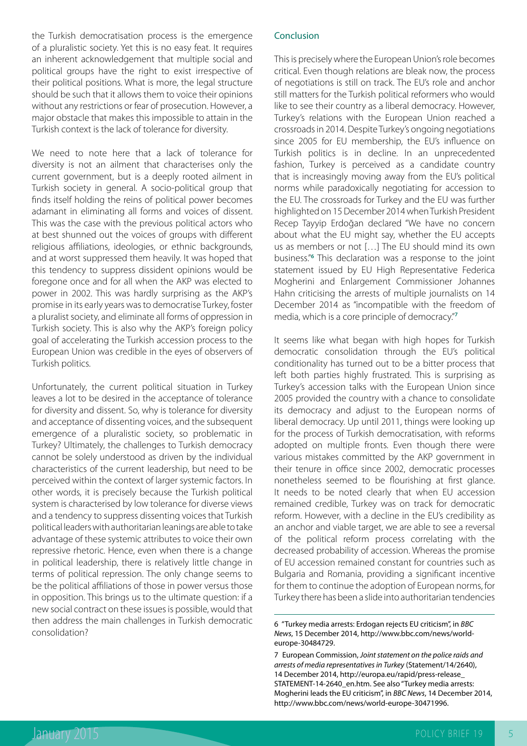the Turkish democratisation process is the emergence of a pluralistic society. Yet this is no easy feat. It requires an inherent acknowledgement that multiple social and political groups have the right to exist irrespective of their political positions. What is more, the legal structure should be such that it allows them to voice their opinions without any restrictions or fear of prosecution. However, a major obstacle that makes this impossible to attain in the Turkish context is the lack of tolerance for diversity.

We need to note here that a lack of tolerance for diversity is not an ailment that characterises only the current government, but is a deeply rooted ailment in Turkish society in general. A socio-political group that finds itself holding the reins of political power becomes adamant in eliminating all forms and voices of dissent. This was the case with the previous political actors who at best shunned out the voices of groups with different religious affiliations, ideologies, or ethnic backgrounds, and at worst suppressed them heavily. It was hoped that this tendency to suppress dissident opinions would be foregone once and for all when the AKP was elected to power in 2002. This was hardly surprising as the AKP's promise in its early years was to democratise Turkey, foster a pluralist society, and eliminate all forms of oppression in Turkish society. This is also why the AKP's foreign policy goal of accelerating the Turkish accession process to the European Union was credible in the eyes of observers of Turkish politics.

Unfortunately, the current political situation in Turkey leaves a lot to be desired in the acceptance of tolerance for diversity and dissent. So, why is tolerance for diversity and acceptance of dissenting voices, and the subsequent emergence of a pluralistic society, so problematic in Turkey? Ultimately, the challenges to Turkish democracy cannot be solely understood as driven by the individual characteristics of the current leadership, but need to be perceived within the context of larger systemic factors. In other words, it is precisely because the Turkish political system is characterised by low tolerance for diverse views and a tendency to suppress dissenting voices that Turkish political leaders with authoritarian leanings are able to take advantage of these systemic attributes to voice their own repressive rhetoric. Hence, even when there is a change in political leadership, there is relatively little change in terms of political repression. The only change seems to be the political affiliations of those in power versus those in opposition. This brings us to the ultimate question: if a new social contract on these issues is possible, would that then address the main challenges in Turkish democratic consolidation?

## Conclusion

This is precisely where the European Union's role becomes critical. Even though relations are bleak now, the process of negotiations is still on track. The EU's role and anchor still matters for the Turkish political reformers who would like to see their country as a liberal democracy. However, Turkey's relations with the European Union reached a crossroads in 2014. Despite Turkey's ongoing negotiations since 2005 for EU membership, the EU's influence on Turkish politics is in decline. In an unprecedented fashion, Turkey is perceived as a candidate country that is increasingly moving away from the EU's political norms while paradoxically negotiating for accession to the EU. The crossroads for Turkey and the EU was further highlighted on 15 December 2014 when Turkish President Recep Tayyip Erdoğan declared "We have no concern about what the EU might say, whether the EU accepts us as members or not […] The EU should mind its own business."[6] This declaration was a response to the joint statement issued by EU High Representative Federica Mogherini and Enlargement Commissioner Johannes Hahn criticising the arrests of multiple journalists on 14 December 2014 as "incompatible with the freedom of media, which is a core principle of democracy."[7]

It seems like what began with high hopes for Turkish democratic consolidation through the EU's political conditionality has turned out to be a bitter process that left both parties highly frustrated. This is surprising as Turkey's accession talks with the European Union since 2005 provided the country with a chance to consolidate its democracy and adjust to the European norms of liberal democracy. Up until 2011, things were looking up for the process of Turkish democratisation, with reforms adopted on multiple fronts. Even though there were various mistakes committed by the AKP government in their tenure in office since 2002, democratic processes nonetheless seemed to be flourishing at first glance. It needs to be noted clearly that when EU accession remained credible, Turkey was on track for democratic reform. However, with a decline in the EU's credibility as an anchor and viable target, we are able to see a reversal of the political reform process correlating with the decreased probability of accession. Whereas the promise of EU accession remained constant for countries such as Bulgaria and Romania, providing a significant incentive for them to continue the adoption of European norms, for Turkey there has been a slide into authoritarian tendencies

---

6 "Turkey media arrests: Erdogan rejects EU criticism", in *BBC News*, 15 December 2014, http://www.bbc.com/news/world-europe-30484729.

7 European Commission, *Joint statement on the police raids and arrests of media representatives in Turkey* (Statement/14/2640), 14 December 2014, http://europa.eu/rapid/press-release_STATEMENT-14-2640_en.htm. See also "Turkey media arrests: Mogherini leads the EU criticism", in *BBC News*, 14 December 2014, http://www.bbc.com/news/world-europe-30471996.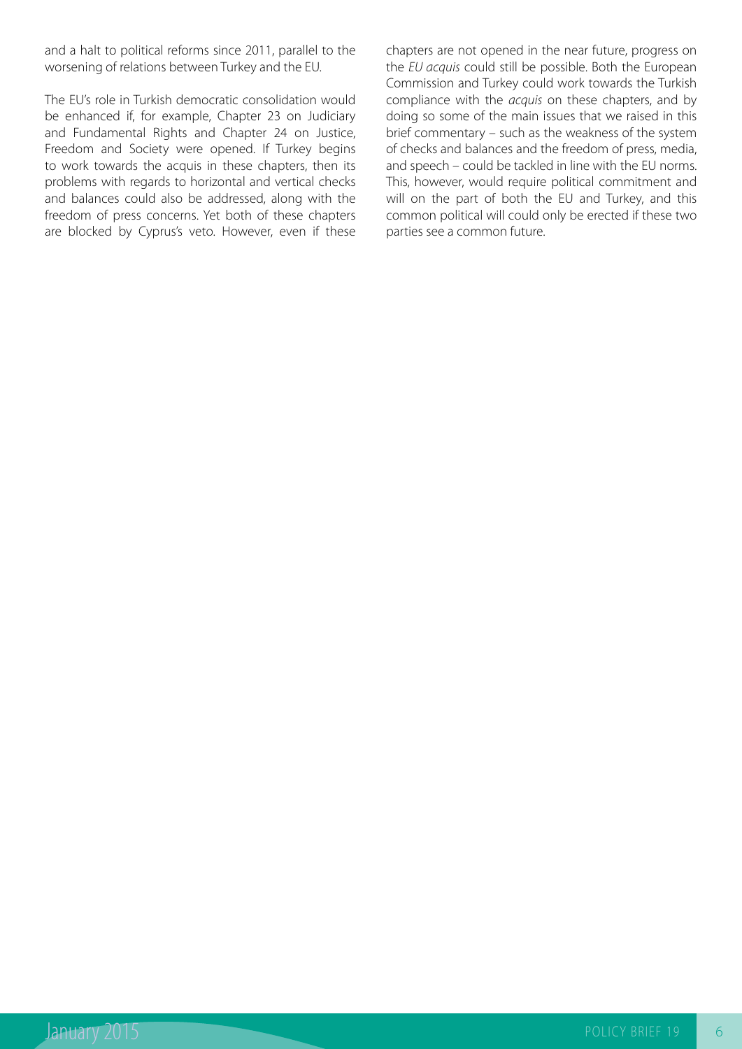and a halt to political reforms since 2011, parallel to the worsening of relations between Turkey and the EU.

The EU's role in Turkish democratic consolidation would be enhanced if, for example, Chapter 23 on Judiciary and Fundamental Rights and Chapter 24 on Justice, Freedom and Society were opened. If Turkey begins to work towards the acquis in these chapters, then its problems with regards to horizontal and vertical checks and balances could also be addressed, along with the freedom of press concerns. Yet both of these chapters are blocked by Cyprus's veto. However, even if these chapters are not opened in the near future, progress on the *EU acquis* could still be possible. Both the European Commission and Turkey could work towards the Turkish compliance with the *acquis* on these chapters, and by doing so some of the main issues that we raised in this brief commentary – such as the weakness of the system of checks and balances and the freedom of press, media, and speech – could be tackled in line with the EU norms. This, however, would require political commitment and will on the part of both the EU and Turkey, and this common political will could only be erected if these two parties see a common future.